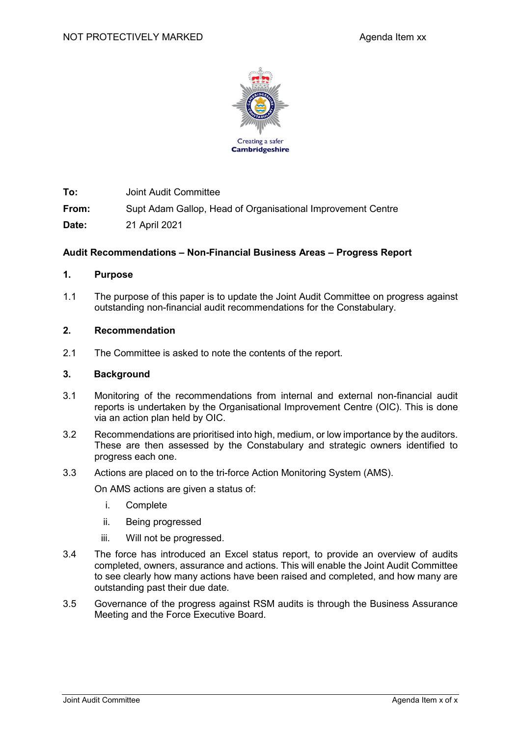NOT PROTECTIVELY MARKED

Agenda Item xx

Creating a safer
**Cambridgeshire**

**To:** Joint Audit Committee

**From:** Supt Adam Gallop, Head of Organisational Improvement Centre

**Date:** 21 April 2021

**Audit Recommendations – Non-Financial Business Areas – Progress Report**

## 1. Purpose

1.1 The purpose of this paper is to update the Joint Audit Committee on progress against outstanding non-financial audit recommendations for the Constabulary.

## 2. Recommendation

2.1 The Committee is asked to note the contents of the report.

## 3. Background

3.1 Monitoring of the recommendations from internal and external non-financial audit reports is undertaken by the Organisational Improvement Centre (OIC). This is done via an action plan held by OIC.

3.2 Recommendations are prioritised into high, medium, or low importance by the auditors. These are then assessed by the Constabulary and strategic owners identified to progress each one.

3.3 Actions are placed on to the tri-force Action Monitoring System (AMS).

On AMS actions are given a status of:

i. Complete
ii. Being progressed
iii. Will not be progressed.

3.4 The force has introduced an Excel status report, to provide an overview of audits completed, owners, assurance and actions. This will enable the Joint Audit Committee to see clearly how many actions have been raised and completed, and how many are outstanding past their due date.

3.5 Governance of the progress against RSM audits is through the Business Assurance Meeting and the Force Executive Board.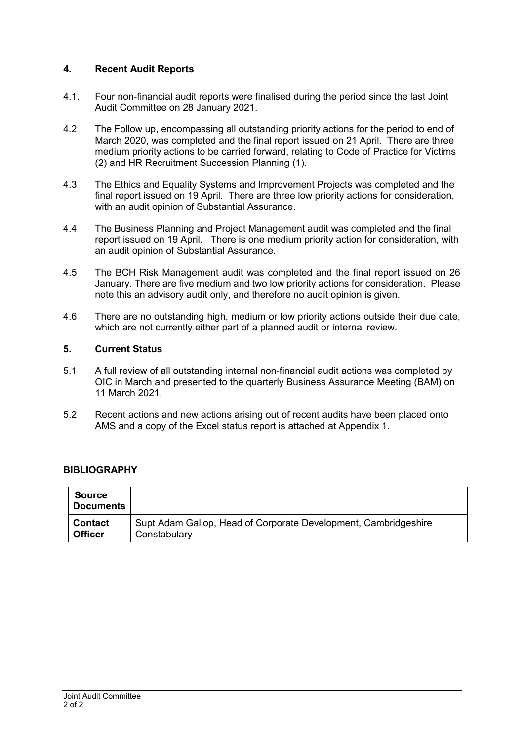## 4. Recent Audit Reports

4.1. Four non-financial audit reports were finalised during the period since the last Joint Audit Committee on 28 January 2021.

4.2 The Follow up, encompassing all outstanding priority actions for the period to end of March 2020, was completed and the final report issued on 21 April. There are three medium priority actions to be carried forward, relating to Code of Practice for Victims (2) and HR Recruitment Succession Planning (1).

4.3 The Ethics and Equality Systems and Improvement Projects was completed and the final report issued on 19 April. There are three low priority actions for consideration, with an audit opinion of Substantial Assurance.

4.4 The Business Planning and Project Management audit was completed and the final report issued on 19 April. There is one medium priority action for consideration, with an audit opinion of Substantial Assurance.

4.5 The BCH Risk Management audit was completed and the final report issued on 26 January. There are five medium and two low priority actions for consideration. Please note this an advisory audit only, and therefore no audit opinion is given.

4.6 There are no outstanding high, medium or low priority actions outside their due date, which are not currently either part of a planned audit or internal review.

## 5. Current Status

5.1 A full review of all outstanding internal non-financial audit actions was completed by OIC in March and presented to the quarterly Business Assurance Meeting (BAM) on 11 March 2021.

5.2 Recent actions and new actions arising out of recent audits have been placed onto AMS and a copy of the Excel status report is attached at Appendix 1.

## BIBLIOGRAPHY

| | |
|---|---|
| **Source Documents** | |
| **Contact Officer** | Supt Adam Gallop, Head of Corporate Development, Cambridgeshire Constabulary |